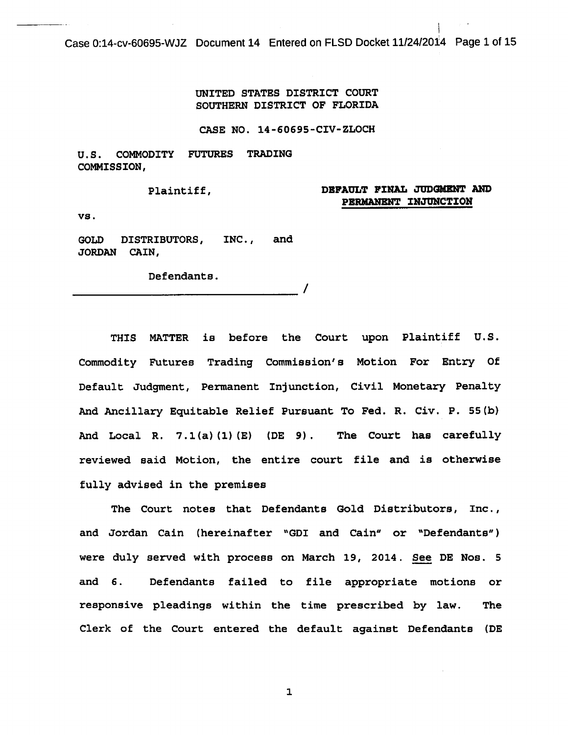UNITED STATES DISTRICT COURT
SOUTHERN DISTRICT OF FLORIDA

CASE NO. 14-60695-CIV-ZLOCH

U.S. COMMODITY FUTURES TRADING COMMISSION,

Plaintiff,

vs.

GOLD DISTRIBUTORS, INC., and JORDAN CAIN,

Defendants.
______________________________/

**DEFAULT FINAL JUDGMENT AND PERMANENT INJUNCTION**

THIS MATTER is before the Court upon Plaintiff U.S. Commodity Futures Trading Commission's Motion For Entry Of Default Judgment, Permanent Injunction, Civil Monetary Penalty And Ancillary Equitable Relief Pursuant To Fed. R. Civ. P. 55(b) And Local R. 7.1(a)(1)(E) (DE 9). The Court has carefully reviewed said Motion, the entire court file and is otherwise fully advised in the premises

The Court notes that Defendants Gold Distributors, Inc., and Jordan Cain (hereinafter "GDI and Cain" or "Defendants") were duly served with process on March 19, 2014. See DE Nos. 5 and 6. Defendants failed to file appropriate motions or responsive pleadings within the time prescribed by law. The Clerk of the Court entered the default against Defendants (DE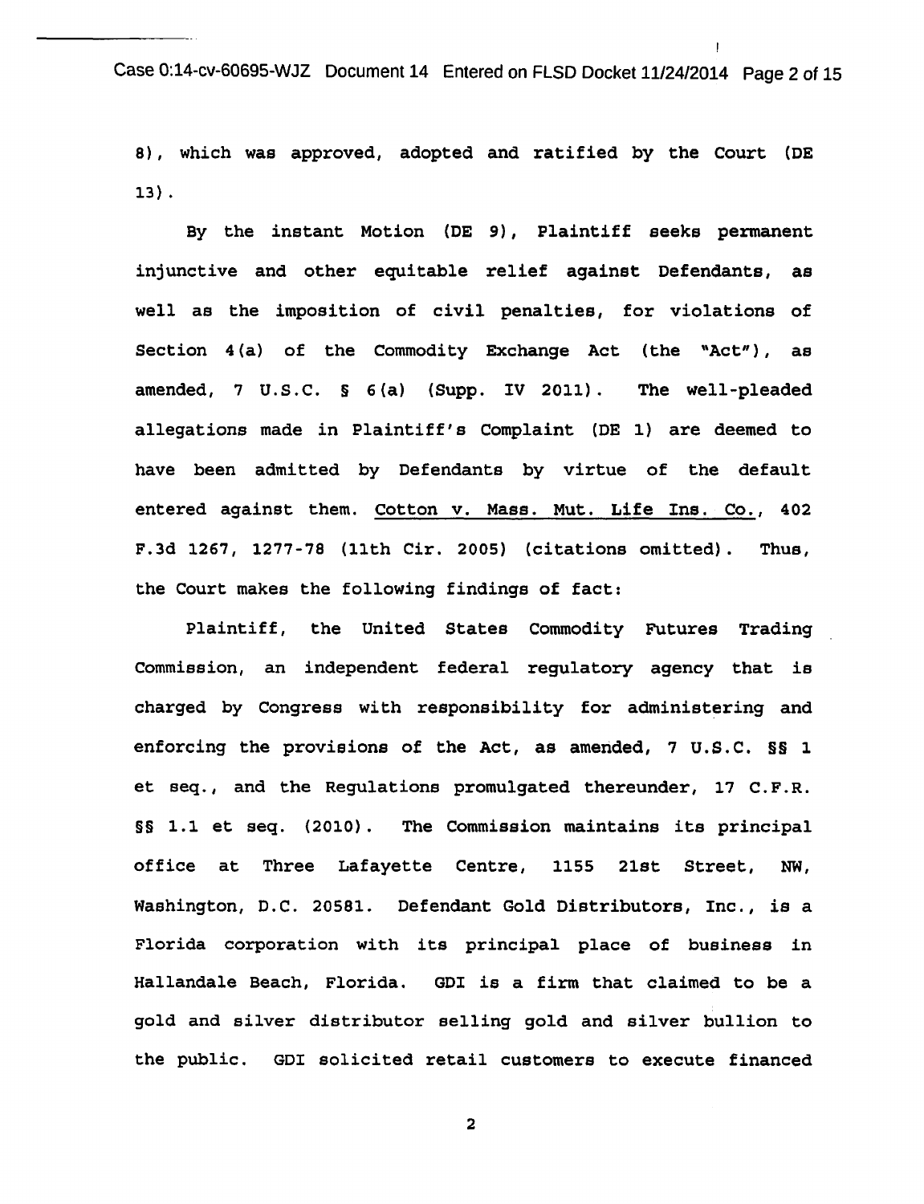8), which was approved, adopted and ratified by the Court (DE 13).

By the instant Motion (DE 9), Plaintiff seeks permanent injunctive and other equitable relief against Defendants, as well as the imposition of civil penalties, for violations of Section 4(a) of the Commodity Exchange Act (the "Act"), as amended, 7 U.S.C. § 6(a) (Supp. IV 2011). The well-pleaded allegations made in Plaintiff's Complaint (DE 1) are deemed to have been admitted by Defendants by virtue of the default entered against them. Cotton v. Mass. Mut. Life Ins. Co., 402 F.3d 1267, 1277-78 (11th Cir. 2005) (citations omitted). Thus, the Court makes the following findings of fact:

Plaintiff, the United States Commodity Futures Trading Commission, an independent federal regulatory agency that is charged by Congress with responsibility for administering and enforcing the provisions of the Act, as amended, 7 U.S.C. §§ 1 et seq., and the Regulations promulgated thereunder, 17 C.F.R. §§ 1.1 et seq. (2010). The Commission maintains its principal office at Three Lafayette Centre, 1155 21st Street, NW, Washington, D.C. 20581. Defendant Gold Distributors, Inc., is a Florida corporation with its principal place of business in Hallandale Beach, Florida. GDI is a firm that claimed to be a gold and silver distributor selling gold and silver bullion to the public. GDI solicited retail customers to execute financed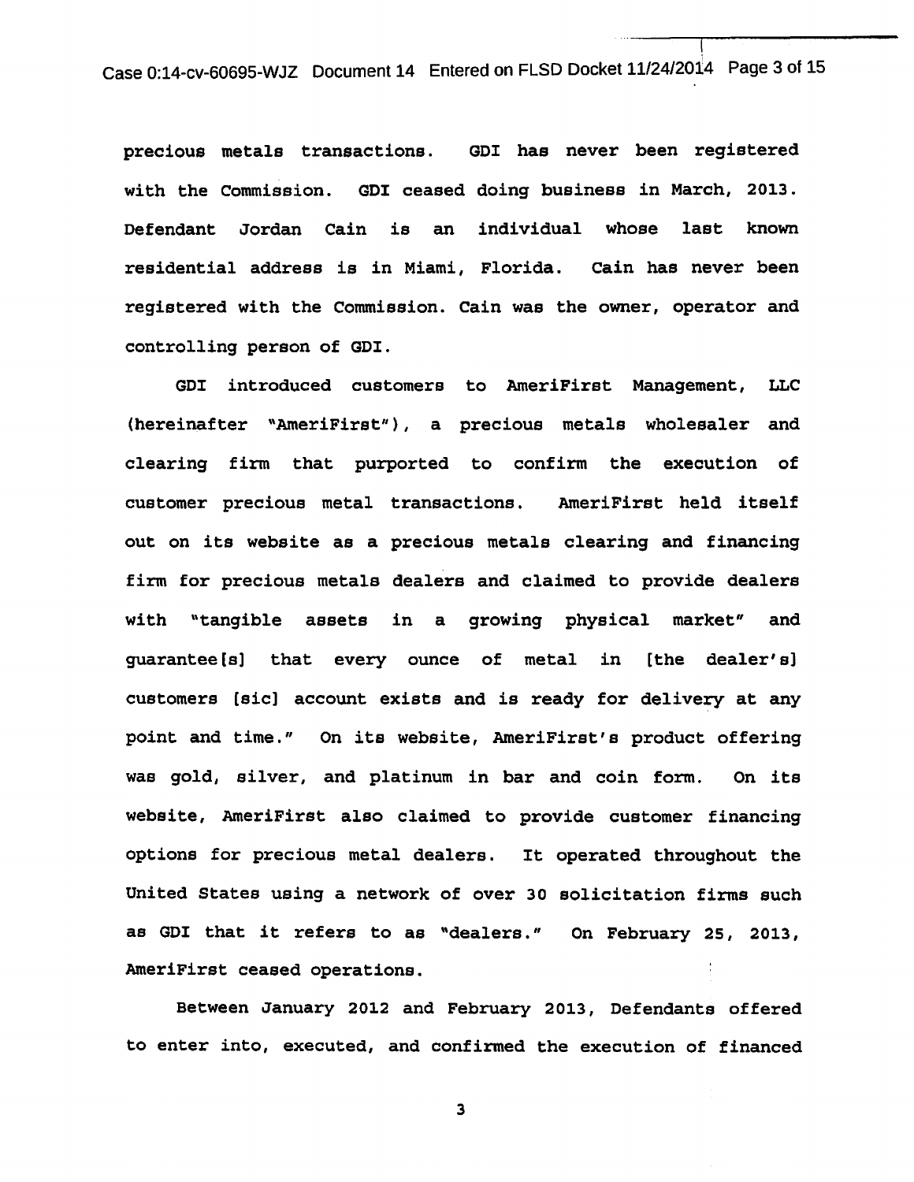precious metals transactions. GDI has never been registered with the Commission. GDI ceased doing business in March, 2013. Defendant Jordan Cain is an individual whose last known residential address is in Miami, Florida. Cain has never been registered with the Commission. Cain was the owner, operator and controlling person of GDI.

GDI introduced customers to AmeriFirst Management, LLC (hereinafter "AmeriFirst"), a precious metals wholesaler and clearing firm that purported to confirm the execution of customer precious metal transactions. AmeriFirst held itself out on its website as a precious metals clearing and financing firm for precious metals dealers and claimed to provide dealers with "tangible assets in a growing physical market" and guarantee[s] that every ounce of metal in [the dealer's] customers [sic] account exists and is ready for delivery at any point and time." On its website, AmeriFirst's product offering was gold, silver, and platinum in bar and coin form. On its website, AmeriFirst also claimed to provide customer financing options for precious metal dealers. It operated throughout the United States using a network of over 30 solicitation firms such as GDI that it refers to as "dealers." On February 25, 2013, AmeriFirst ceased operations.

Between January 2012 and February 2013, Defendants offered to enter into, executed, and confirmed the execution of financed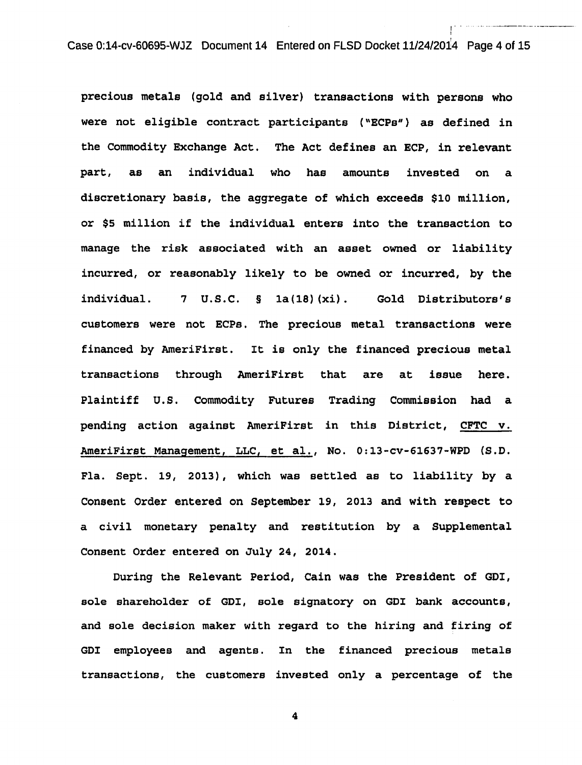precious metals (gold and silver) transactions with persons who were not eligible contract participants ("ECPs") as defined in the Commodity Exchange Act. The Act defines an ECP, in relevant part, as an individual who has amounts invested on a discretionary basis, the aggregate of which exceeds $10 million, or $5 million if the individual enters into the transaction to manage the risk associated with an asset owned or liability incurred, or reasonably likely to be owned or incurred, by the individual. 7 U.S.C. § 1a(18)(xi). Gold Distributors's customers were not ECPs. The precious metal transactions were financed by AmeriFirst. It is only the financed precious metal transactions through AmeriFirst that are at issue here. Plaintiff U.S. Commodity Futures Trading Commission had a pending action against AmeriFirst in this District, CFTC v. AmeriFirst Management, LLC, et al., No. 0:13-cv-61637-WPD (S.D. Fla. Sept. 19, 2013), which was settled as to liability by a Consent Order entered on September 19, 2013 and with respect to a civil monetary penalty and restitution by a Supplemental Consent Order entered on July 24, 2014.

During the Relevant Period, Cain was the President of GDI, sole shareholder of GDI, sole signatory on GDI bank accounts, and sole decision maker with regard to the hiring and firing of GDI employees and agents. In the financed precious metals transactions, the customers invested only a percentage of the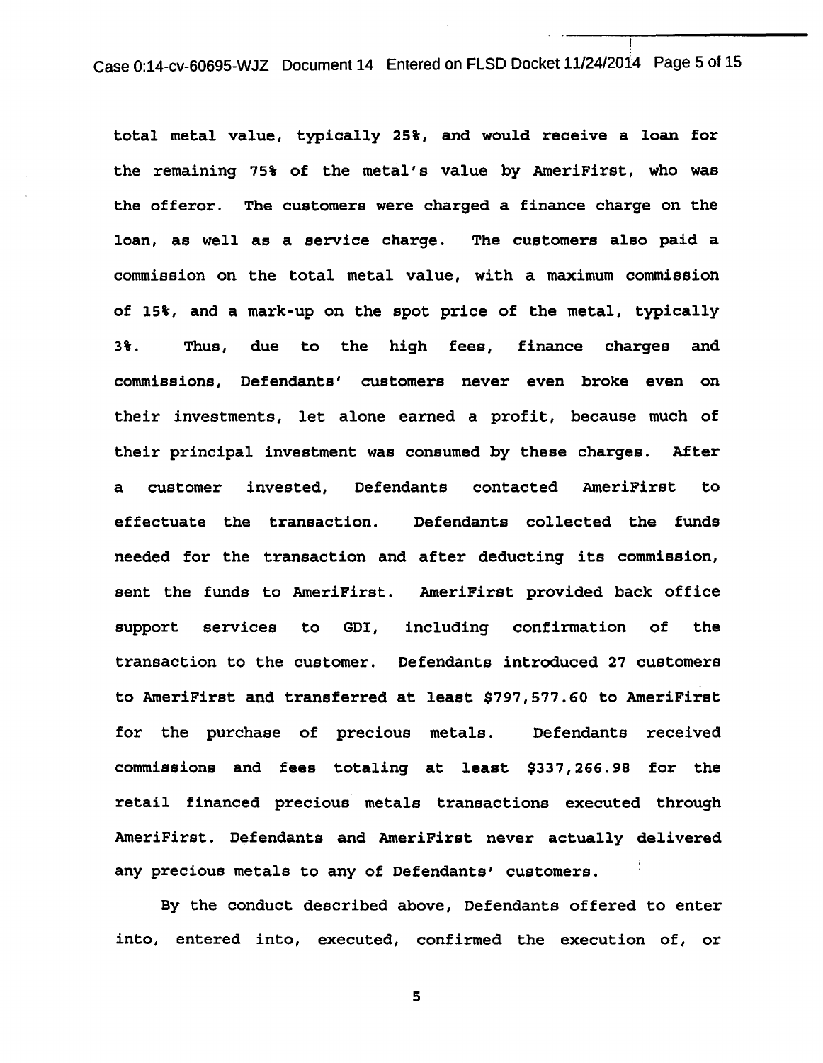total metal value, typically 25%, and would receive a loan for the remaining 75% of the metal's value by AmeriFirst, who was the offeror. The customers were charged a finance charge on the loan, as well as a service charge. The customers also paid a commission on the total metal value, with a maximum commission of 15%, and a mark-up on the spot price of the metal, typically 3%. Thus, due to the high fees, finance charges and commissions, Defendants' customers never even broke even on their investments, let alone earned a profit, because much of their principal investment was consumed by these charges. After a customer invested, Defendants contacted AmeriFirst to effectuate the transaction. Defendants collected the funds needed for the transaction and after deducting its commission, sent the funds to AmeriFirst. AmeriFirst provided back office support services to GDI, including confirmation of the transaction to the customer. Defendants introduced 27 customers to AmeriFirst and transferred at least $797,577.60 to AmeriFirst for the purchase of precious metals. Defendants received commissions and fees totaling at least $337,266.98 for the retail financed precious metals transactions executed through AmeriFirst. Defendants and AmeriFirst never actually delivered any precious metals to any of Defendants' customers.

By the conduct described above, Defendants offered to enter into, entered into, executed, confirmed the execution of, or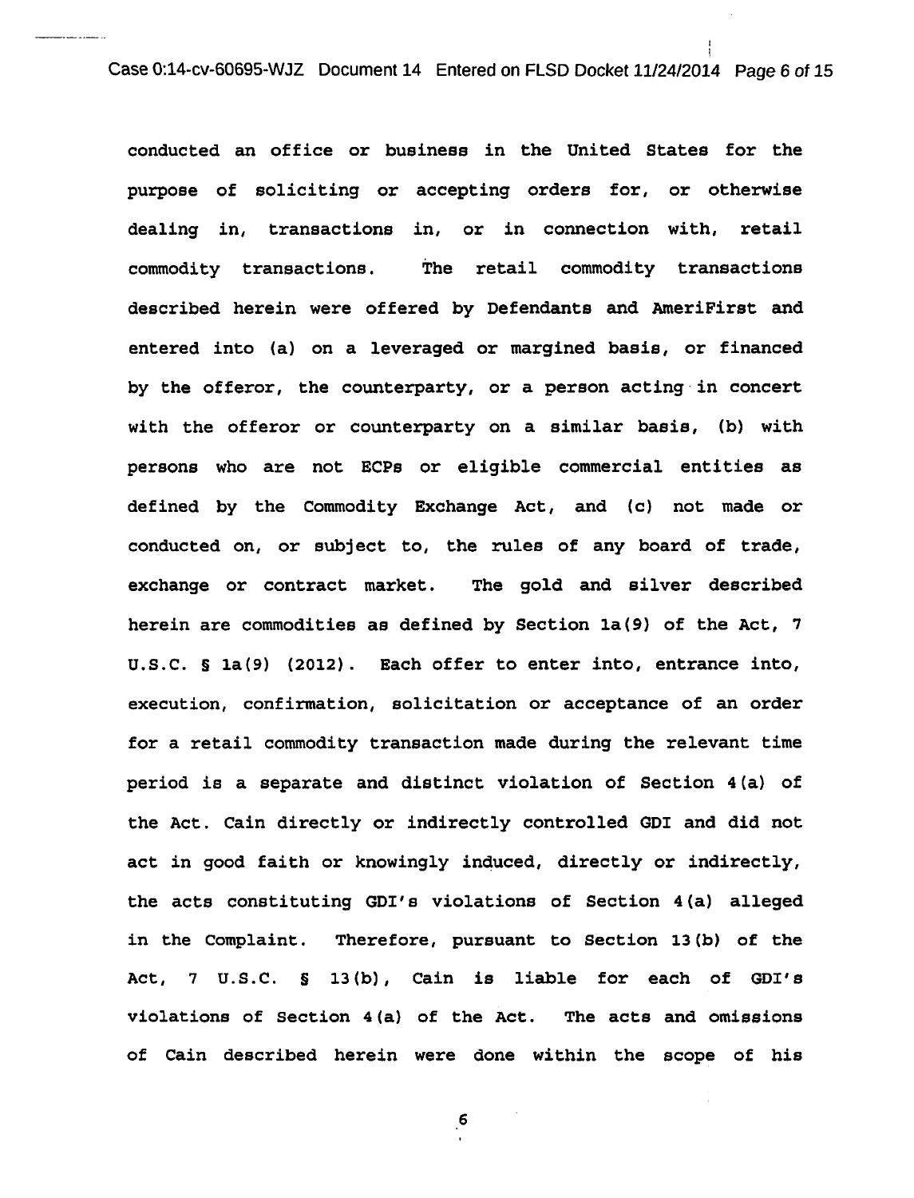conducted an office or business in the United States for the purpose of soliciting or accepting orders for, or otherwise dealing in, transactions in, or in connection with, retail commodity transactions. The retail commodity transactions described herein were offered by Defendants and AmeriFirst and entered into (a) on a leveraged or margined basis, or financed by the offeror, the counterparty, or a person acting in concert with the offeror or counterparty on a similar basis, (b) with persons who are not ECPs or eligible commercial entities as defined by the Commodity Exchange Act, and (c) not made or conducted on, or subject to, the rules of any board of trade, exchange or contract market. The gold and silver described herein are commodities as defined by Section 1a(9) of the Act, 7 U.S.C. § 1a(9) (2012). Each offer to enter into, entrance into, execution, confirmation, solicitation or acceptance of an order for a retail commodity transaction made during the relevant time period is a separate and distinct violation of Section 4(a) of the Act. Cain directly or indirectly controlled GDI and did not act in good faith or knowingly induced, directly or indirectly, the acts constituting GDI's violations of Section 4(a) alleged in the Complaint. Therefore, pursuant to Section 13(b) of the Act, 7 U.S.C. § 13(b), Cain is liable for each of GDI's violations of Section 4(a) of the Act. The acts and omissions of Cain described herein were done within the scope of his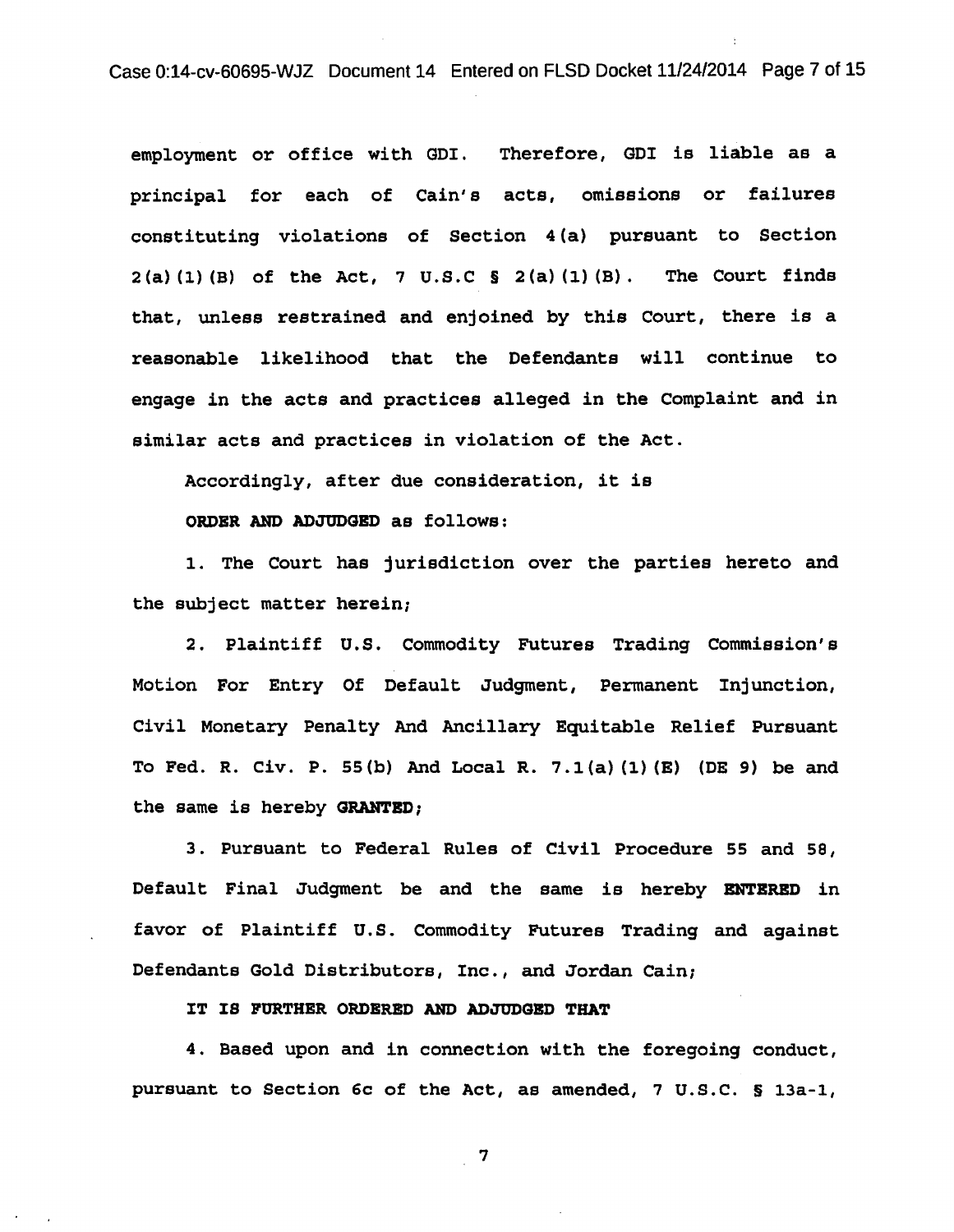employment or office with GDI. Therefore, GDI is liable as a principal for each of Cain's acts, omissions or failures constituting violations of Section 4(a) pursuant to Section 2(a)(1)(B) of the Act, 7 U.S.C § 2(a)(1)(B). The Court finds that, unless restrained and enjoined by this Court, there is a reasonable likelihood that the Defendants will continue to engage in the acts and practices alleged in the Complaint and in similar acts and practices in violation of the Act.

Accordingly, after due consideration, it is

**ORDER AND ADJUDGED** as follows:

1. The Court has jurisdiction over the parties hereto and the subject matter herein;

2. Plaintiff U.S. Commodity Futures Trading Commission's Motion For Entry Of Default Judgment, Permanent Injunction, Civil Monetary Penalty And Ancillary Equitable Relief Pursuant To Fed. R. Civ. P. 55(b) And Local R. 7.1(a)(1)(E) (DE 9) be and the same is hereby **GRANTED**;

3. Pursuant to Federal Rules of Civil Procedure 55 and 58, Default Final Judgment be and the same is hereby **ENTERED** in favor of Plaintiff U.S. Commodity Futures Trading and against Defendants Gold Distributors, Inc., and Jordan Cain;

**IT IS FURTHER ORDERED AND ADJUDGED THAT**

4. Based upon and in connection with the foregoing conduct, pursuant to Section 6c of the Act, as amended, 7 U.S.C. § 13a-1,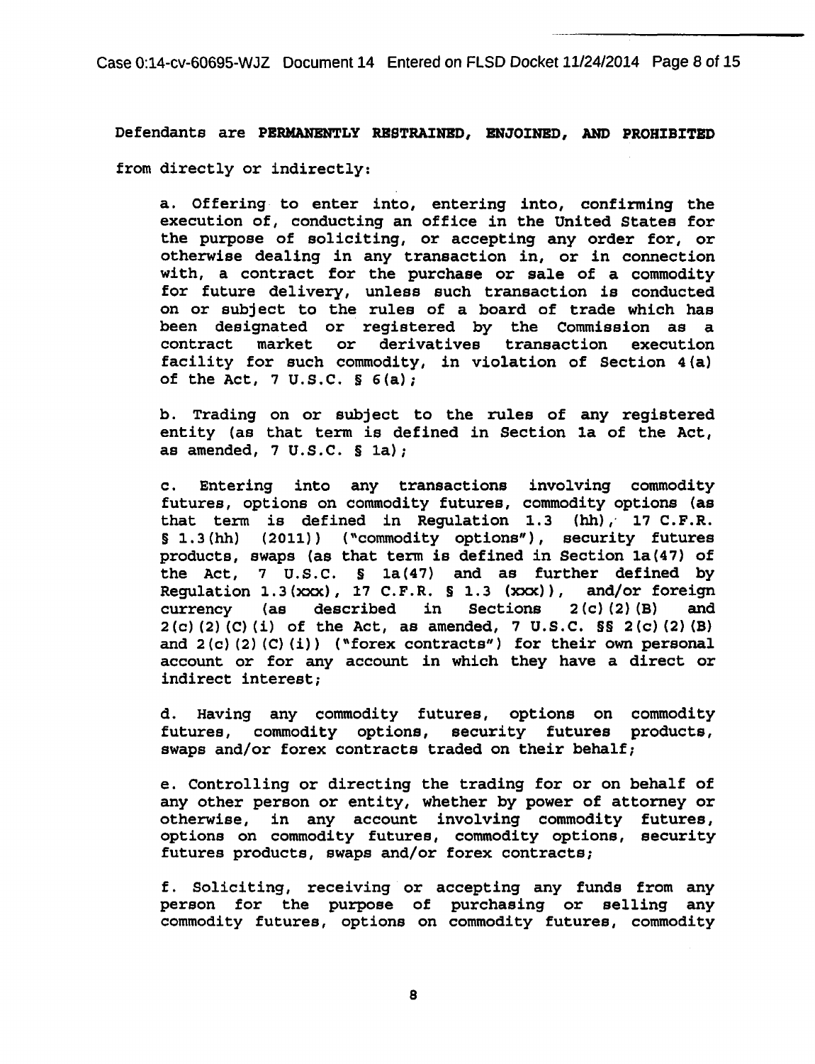Defendants are **PERMANENTLY RESTRAINED, ENJOINED, AND PROHIBITED** from directly or indirectly:

a. Offering to enter into, entering into, confirming the execution of, conducting an office in the United States for the purpose of soliciting, or accepting any order for, or otherwise dealing in any transaction in, or in connection with, a contract for the purchase or sale of a commodity for future delivery, unless such transaction is conducted on or subject to the rules of a board of trade which has been designated or registered by the Commission as a contract market or derivatives transaction execution facility for such commodity, in violation of Section 4(a) of the Act, 7 U.S.C. § 6(a);

b. Trading on or subject to the rules of any registered entity (as that term is defined in Section 1a of the Act, as amended, 7 U.S.C. § 1a);

c. Entering into any transactions involving commodity futures, options on commodity futures, commodity options (as that term is defined in Regulation 1.3 (hh), 17 C.F.R. § 1.3(hh) (2011)) ("commodity options"), security futures products, swaps (as that term is defined in Section 1a(47) of the Act, 7 U.S.C. § 1a(47) and as further defined by Regulation 1.3(xxx), 17 C.F.R. § 1.3 (xxx)), and/or foreign currency (as described in Sections 2(c)(2)(B) and 2(c)(2)(C)(i) of the Act, as amended, 7 U.S.C. §§ 2(c)(2)(B) and 2(c)(2)(C)(i)) ("forex contracts") for their own personal account or for any account in which they have a direct or indirect interest;

d. Having any commodity futures, options on commodity futures, commodity options, security futures products, swaps and/or forex contracts traded on their behalf;

e. Controlling or directing the trading for or on behalf of any other person or entity, whether by power of attorney or otherwise, in any account involving commodity futures, options on commodity futures, commodity options, security futures products, swaps and/or forex contracts;

f. Soliciting, receiving or accepting any funds from any person for the purpose of purchasing or selling any commodity futures, options on commodity futures, commodity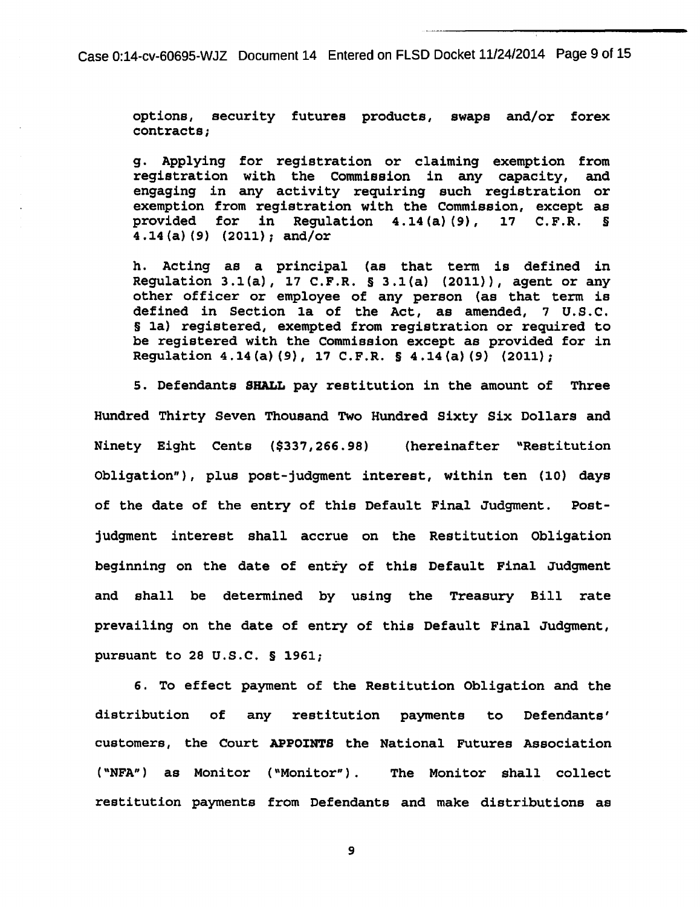options, security futures products, swaps and/or forex contracts;

g. Applying for registration or claiming exemption from registration with the Commission in any capacity, and engaging in any activity requiring such registration or exemption from registration with the Commission, except as provided for in Regulation 4.14(a)(9), 17 C.F.R. § 4.14(a)(9) (2011); and/or

h. Acting as a principal (as that term is defined in Regulation 3.1(a), 17 C.F.R. § 3.1(a) (2011)), agent or any other officer or employee of any person (as that term is defined in Section 1a of the Act, as amended, 7 U.S.C. § 1a) registered, exempted from registration or required to be registered with the Commission except as provided for in Regulation 4.14(a)(9), 17 C.F.R. § 4.14(a)(9) (2011);

5. Defendants **SHALL** pay restitution in the amount of Three Hundred Thirty Seven Thousand Two Hundred Sixty Six Dollars and Ninety Eight Cents ($337,266.98) (hereinafter "Restitution Obligation"), plus post-judgment interest, within ten (10) days of the date of the entry of this Default Final Judgment. Post-judgment interest shall accrue on the Restitution Obligation beginning on the date of entry of this Default Final Judgment and shall be determined by using the Treasury Bill rate prevailing on the date of entry of this Default Final Judgment, pursuant to 28 U.S.C. § 1961;

6. To effect payment of the Restitution Obligation and the distribution of any restitution payments to Defendants' customers, the Court **APPOINTS** the National Futures Association ("NFA") as Monitor ("Monitor"). The Monitor shall collect restitution payments from Defendants and make distributions as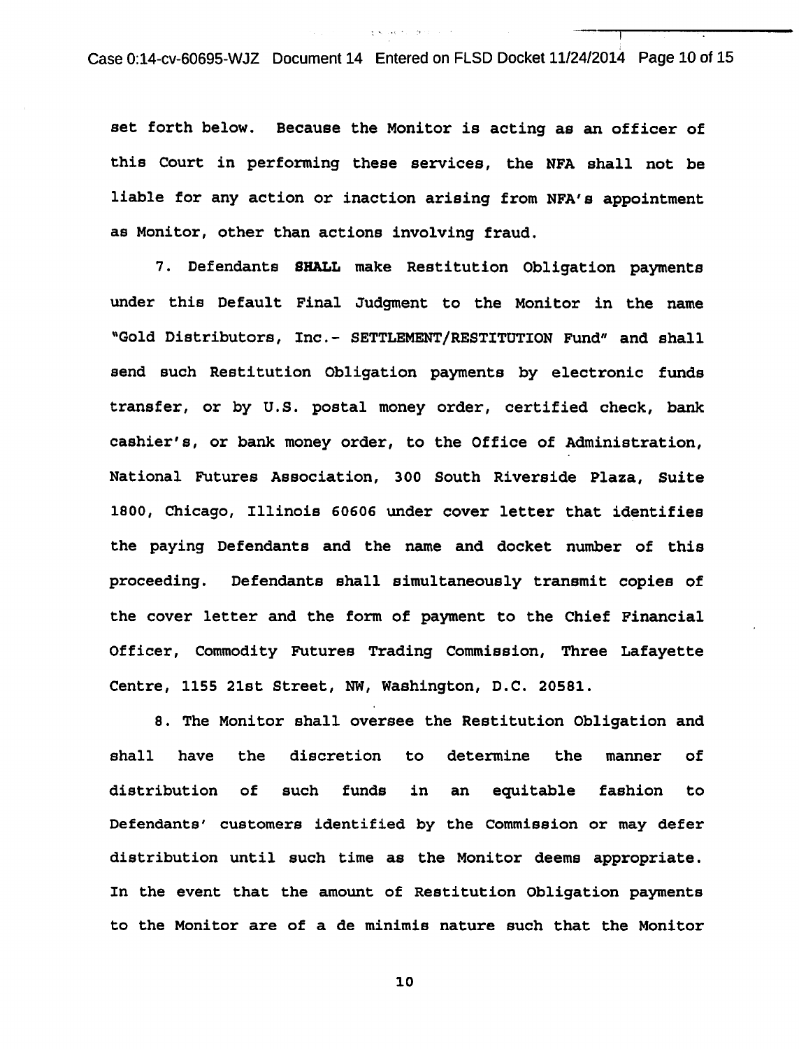set forth below. Because the Monitor is acting as an officer of this Court in performing these services, the NFA shall not be liable for any action or inaction arising from NFA's appointment as Monitor, other than actions involving fraud.

7. Defendants **SHALL** make Restitution Obligation payments under this Default Final Judgment to the Monitor in the name "Gold Distributors, Inc.- SETTLEMENT/RESTITUTION Fund" and shall send such Restitution Obligation payments by electronic funds transfer, or by U.S. postal money order, certified check, bank cashier's, or bank money order, to the Office of Administration, National Futures Association, 300 South Riverside Plaza, Suite 1800, Chicago, Illinois 60606 under cover letter that identifies the paying Defendants and the name and docket number of this proceeding. Defendants shall simultaneously transmit copies of the cover letter and the form of payment to the Chief Financial Officer, Commodity Futures Trading Commission, Three Lafayette Centre, 1155 21st Street, NW, Washington, D.C. 20581.

8. The Monitor shall oversee the Restitution Obligation and shall have the discretion to determine the manner of distribution of such funds in an equitable fashion to Defendants' customers identified by the Commission or may defer distribution until such time as the Monitor deems appropriate. In the event that the amount of Restitution Obligation payments to the Monitor are of a de minimis nature such that the Monitor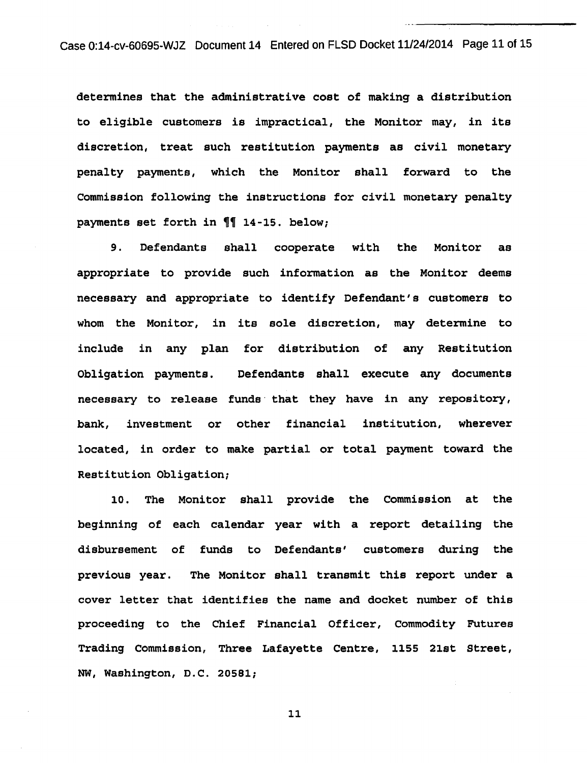determines that the administrative cost of making a distribution to eligible customers is impractical, the Monitor may, in its discretion, treat such restitution payments as civil monetary penalty payments, which the Monitor shall forward to the Commission following the instructions for civil monetary penalty payments set forth in ¶¶ 14-15. below;

9. Defendants shall cooperate with the Monitor as appropriate to provide such information as the Monitor deems necessary and appropriate to identify Defendant's customers to whom the Monitor, in its sole discretion, may determine to include in any plan for distribution of any Restitution Obligation payments. Defendants shall execute any documents necessary to release funds that they have in any repository, bank, investment or other financial institution, wherever located, in order to make partial or total payment toward the Restitution Obligation;

10. The Monitor shall provide the Commission at the beginning of each calendar year with a report detailing the disbursement of funds to Defendants' customers during the previous year. The Monitor shall transmit this report under a cover letter that identifies the name and docket number of this proceeding to the Chief Financial Officer, Commodity Futures Trading Commission, Three Lafayette Centre, 1155 21st Street, NW, Washington, D.C. 20581;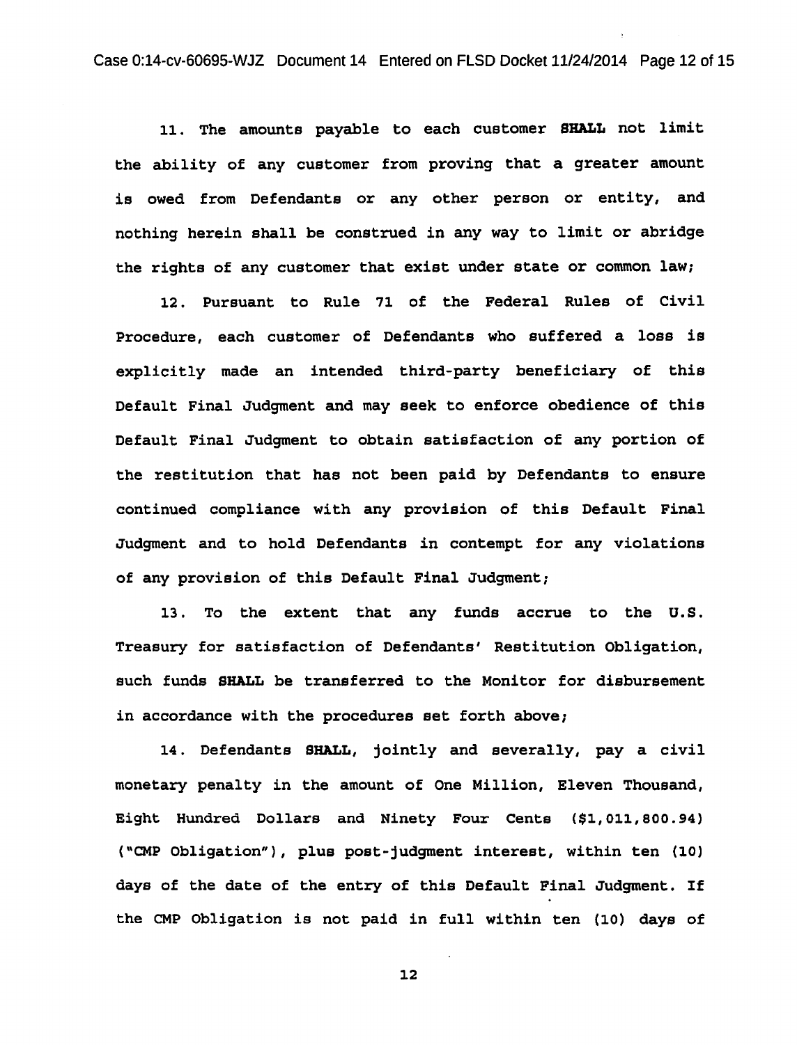11. The amounts payable to each customer **SHALL** not limit the ability of any customer from proving that a greater amount is owed from Defendants or any other person or entity, and nothing herein shall be construed in any way to limit or abridge the rights of any customer that exist under state or common law;

12. Pursuant to Rule 71 of the Federal Rules of Civil Procedure, each customer of Defendants who suffered a loss is explicitly made an intended third-party beneficiary of this Default Final Judgment and may seek to enforce obedience of this Default Final Judgment to obtain satisfaction of any portion of the restitution that has not been paid by Defendants to ensure continued compliance with any provision of this Default Final Judgment and to hold Defendants in contempt for any violations of any provision of this Default Final Judgment;

13. To the extent that any funds accrue to the U.S. Treasury for satisfaction of Defendants' Restitution Obligation, such funds **SHALL** be transferred to the Monitor for disbursement in accordance with the procedures set forth above;

14. Defendants **SHALL**, jointly and severally, pay a civil monetary penalty in the amount of One Million, Eleven Thousand, Eight Hundred Dollars and Ninety Four Cents ($1,011,800.94) ("CMP Obligation"), plus post-judgment interest, within ten (10) days of the date of the entry of this Default Final Judgment. If the CMP Obligation is not paid in full within ten (10) days of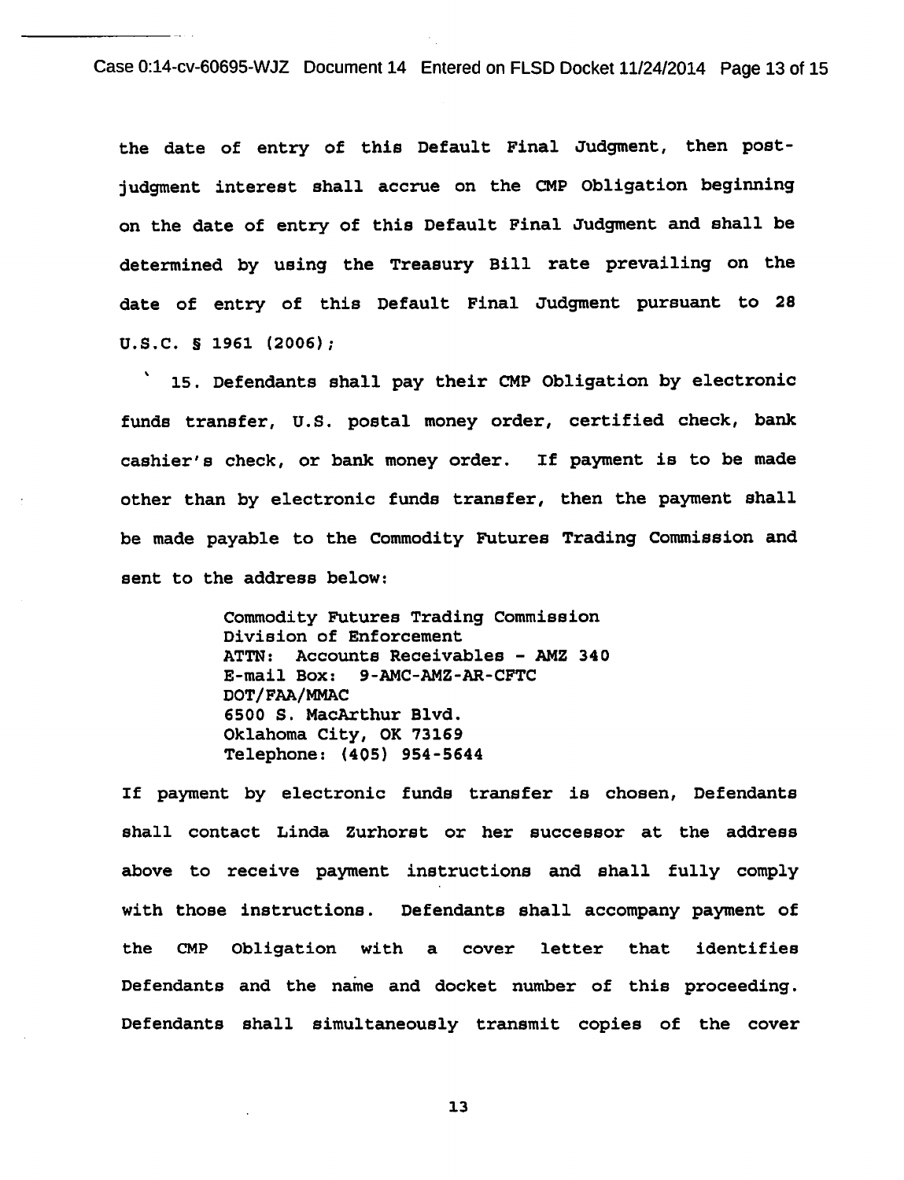the date of entry of this Default Final Judgment, then post-judgment interest shall accrue on the CMP Obligation beginning on the date of entry of this Default Final Judgment and shall be determined by using the Treasury Bill rate prevailing on the date of entry of this Default Final Judgment pursuant to 28 U.S.C. § 1961 (2006);

15. Defendants shall pay their CMP Obligation by electronic funds transfer, U.S. postal money order, certified check, bank cashier's check, or bank money order. If payment is to be made other than by electronic funds transfer, then the payment shall be made payable to the Commodity Futures Trading Commission and sent to the address below:

> Commodity Futures Trading Commission
> Division of Enforcement
> ATTN: Accounts Receivables - AMZ 340
> E-mail Box: 9-AMC-AMZ-AR-CFTC
> DOT/FAA/MMAC
> 6500 S. MacArthur Blvd.
> Oklahoma City, OK 73169
> Telephone: (405) 954-5644

If payment by electronic funds transfer is chosen, Defendants shall contact Linda Zurhorst or her successor at the address above to receive payment instructions and shall fully comply with those instructions. Defendants shall accompany payment of the CMP Obligation with a cover letter that identifies Defendants and the name and docket number of this proceeding. Defendants shall simultaneously transmit copies of the cover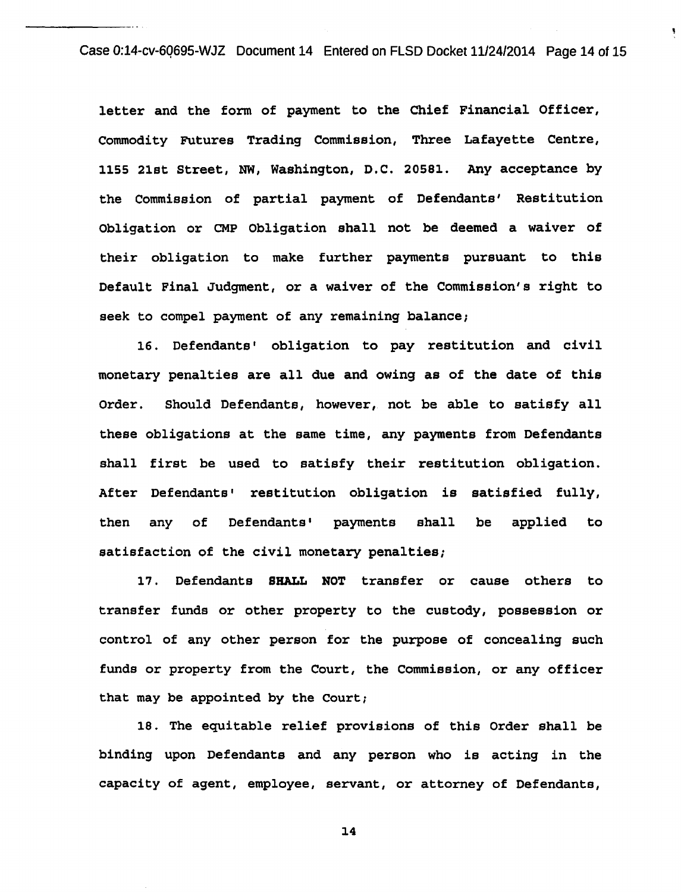letter and the form of payment to the Chief Financial Officer, Commodity Futures Trading Commission, Three Lafayette Centre, 1155 21st Street, NW, Washington, D.C. 20581. Any acceptance by the Commission of partial payment of Defendants' Restitution Obligation or CMP Obligation shall not be deemed a waiver of their obligation to make further payments pursuant to this Default Final Judgment, or a waiver of the Commission's right to seek to compel payment of any remaining balance;

16. Defendants' obligation to pay restitution and civil monetary penalties are all due and owing as of the date of this Order. Should Defendants, however, not be able to satisfy all these obligations at the same time, any payments from Defendants shall first be used to satisfy their restitution obligation. After Defendants' restitution obligation is satisfied fully, then any of Defendants' payments shall be applied to satisfaction of the civil monetary penalties;

17. Defendants **SHALL NOT** transfer or cause others to transfer funds or other property to the custody, possession or control of any other person for the purpose of concealing such funds or property from the Court, the Commission, or any officer that may be appointed by the Court;

18. The equitable relief provisions of this Order shall be binding upon Defendants and any person who is acting in the capacity of agent, employee, servant, or attorney of Defendants,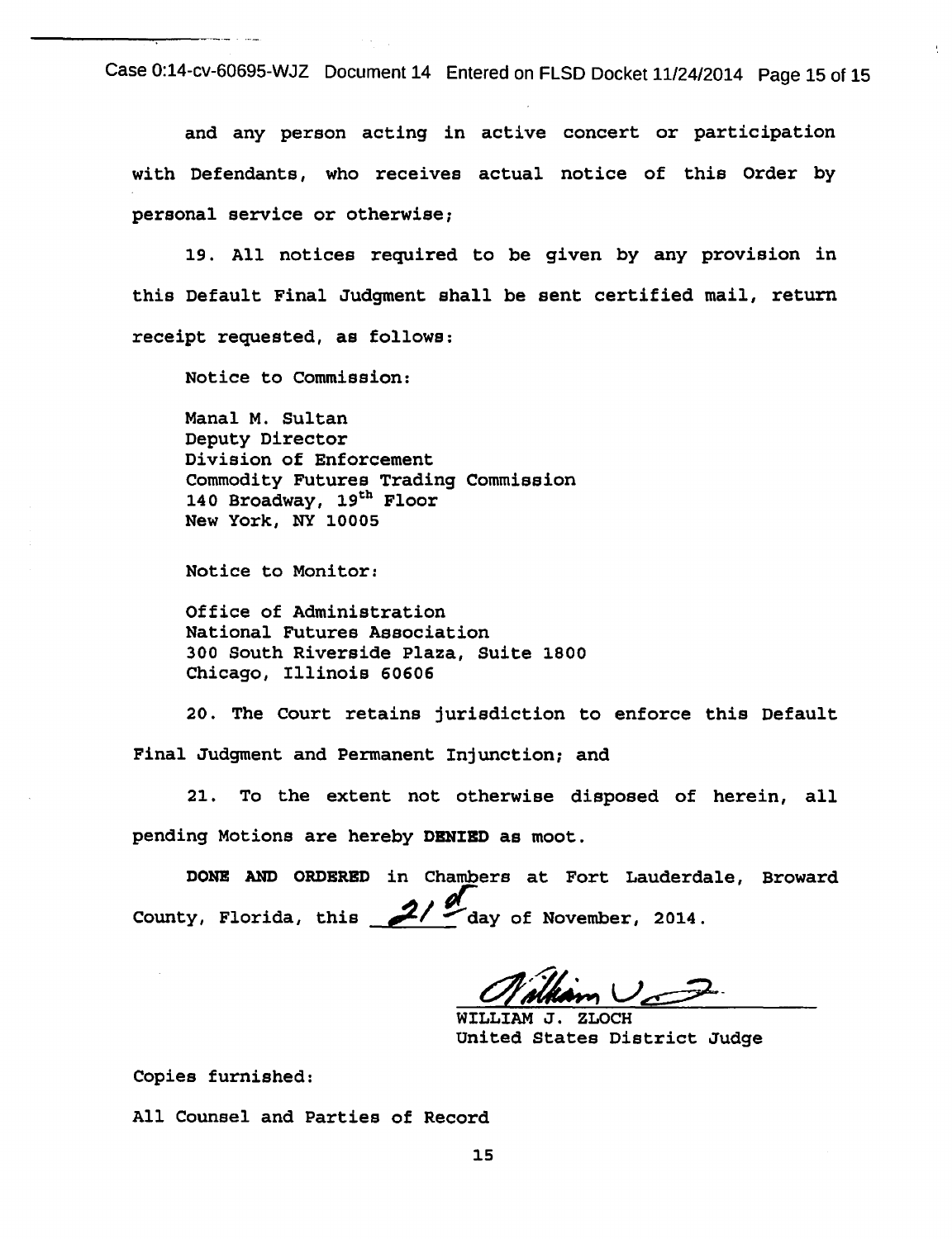and any person acting in active concert or participation with Defendants, who receives actual notice of this Order by personal service or otherwise;

19. All notices required to be given by any provision in this Default Final Judgment shall be sent certified mail, return receipt requested, as follows:

Notice to Commission:

Manal M. Sultan  
Deputy Director  
Division of Enforcement  
Commodity Futures Trading Commission  
140 Broadway, 19th Floor  
New York, NY 10005

Notice to Monitor:

Office of Administration  
National Futures Association  
300 South Riverside Plaza, Suite 1800  
Chicago, Illinois 60606

20. The Court retains jurisdiction to enforce this Default Final Judgment and Permanent Injunction; and

21. To the extent not otherwise disposed of herein, all pending Motions are hereby **DENIED** as moot.

**DONE AND ORDERED** in Chambers at Fort Lauderdale, Broward County, Florida, this 21st day of November, 2014.

WILLIAM J. ZLOCH  
United States District Judge

Copies furnished:

All Counsel and Parties of Record